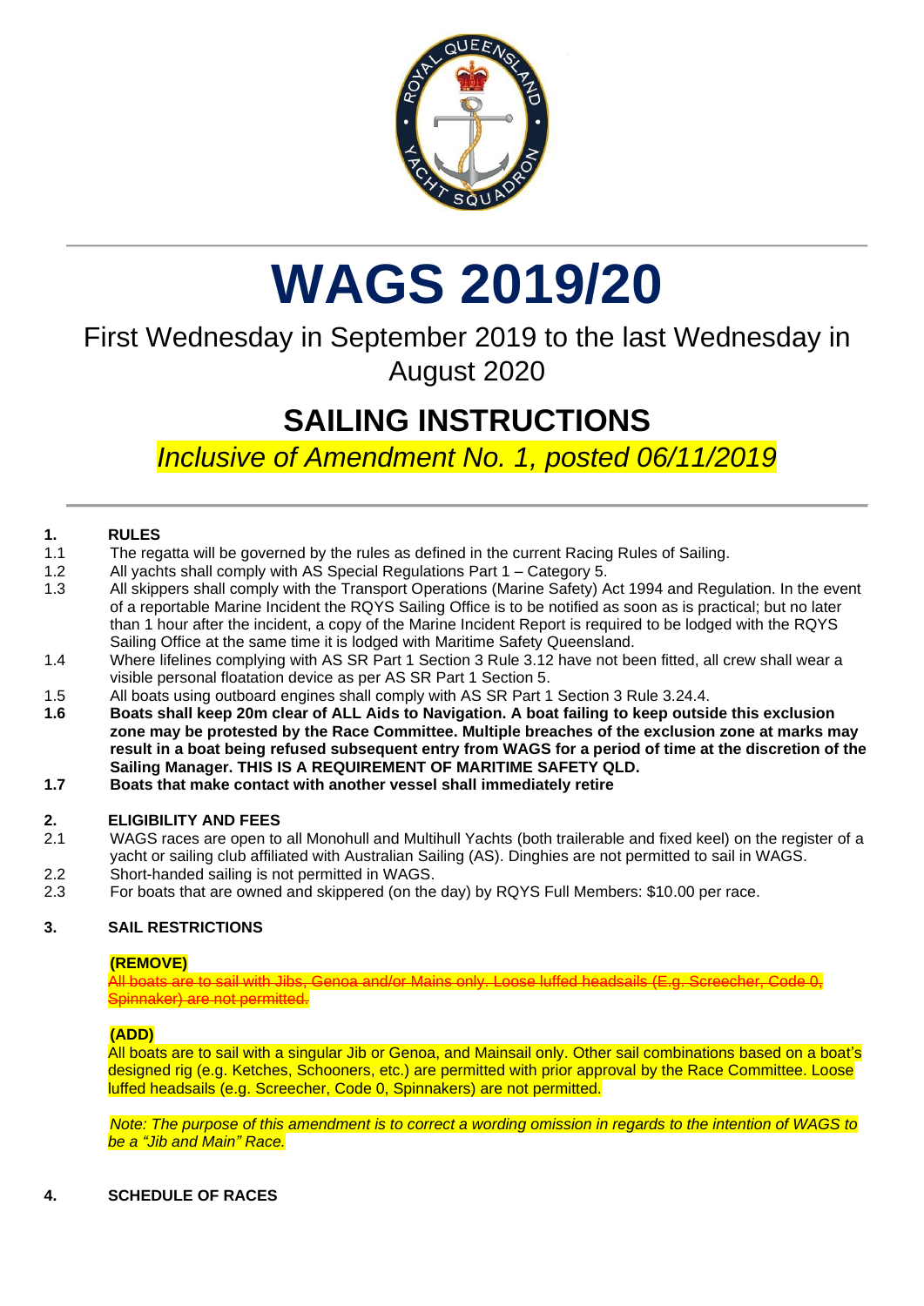# WAGS 2019/20

First Wednesday in September 2019 to the last Wednesday in August 2020

## SAILING INSTRUCTIONS

*Inclusive of Amendment No. 1, posted 06/11/2019*

### 1. RULES

1.1 The regatta will be governed by the rules as defined in the current Racing Rules of Sailing.

1.2 All yachts shall comply with AS Special Regulations Part 1 – Category 5.

1.3 All skippers shall comply with the Transport Operations (Marine Safety) Act 1994 and Regulation. In the event of a reportable Marine Incident the RQYS Sailing Office is to be notified as soon as is practical; but no later than 1 hour after the incident, a copy of the Marine Incident Report is required to be lodged with the RQYS Sailing Office at the same time it is lodged with Maritime Safety Queensland.

1.4 Where lifelines complying with AS SR Part 1 Section 3 Rule 3.12 have not been fitted, all crew shall wear a visible personal floatation device as per AS SR Part 1 Section 5.

1.5 All boats using outboard engines shall comply with AS SR Part 1 Section 3 Rule 3.24.4.

**1.6 Boats shall keep 20m clear of ALL Aids to Navigation. A boat failing to keep outside this exclusion zone may be protested by the Race Committee. Multiple breaches of the exclusion zone at marks may result in a boat being refused subsequent entry from WAGS for a period of time at the discretion of the Sailing Manager. THIS IS A REQUIREMENT OF MARITIME SAFETY QLD.**

**1.7 Boats that make contact with another vessel shall immediately retire**

### 2. ELIGIBILITY AND FEES

2.1 WAGS races are open to all Monohull and Multihull Yachts (both trailerable and fixed keel) on the register of a yacht or sailing club affiliated with Australian Sailing (AS). Dinghies are not permitted to sail in WAGS.

2.2 Short-handed sailing is not permitted in WAGS.

2.3 For boats that are owned and skippered (on the day) by RQYS Full Members: $10.00 per race.

### 3. SAIL RESTRICTIONS

**(REMOVE)**

~~All boats are to sail with Jibs, Genoa and/or Mains only. Loose luffed headsails (E.g. Screecher, Code 0, Spinnaker) are not permitted.~~

**(ADD)**

All boats are to sail with a singular Jib or Genoa, and Mainsail only. Other sail combinations based on a boat's designed rig (e.g. Ketches, Schooners, etc.) are permitted with prior approval by the Race Committee. Loose luffed headsails (e.g. Screecher, Code 0, Spinnakers) are not permitted.

*Note: The purpose of this amendment is to correct a wording omission in regards to the intention of WAGS to be a "Jib and Main" Race.*

### 4. SCHEDULE OF RACES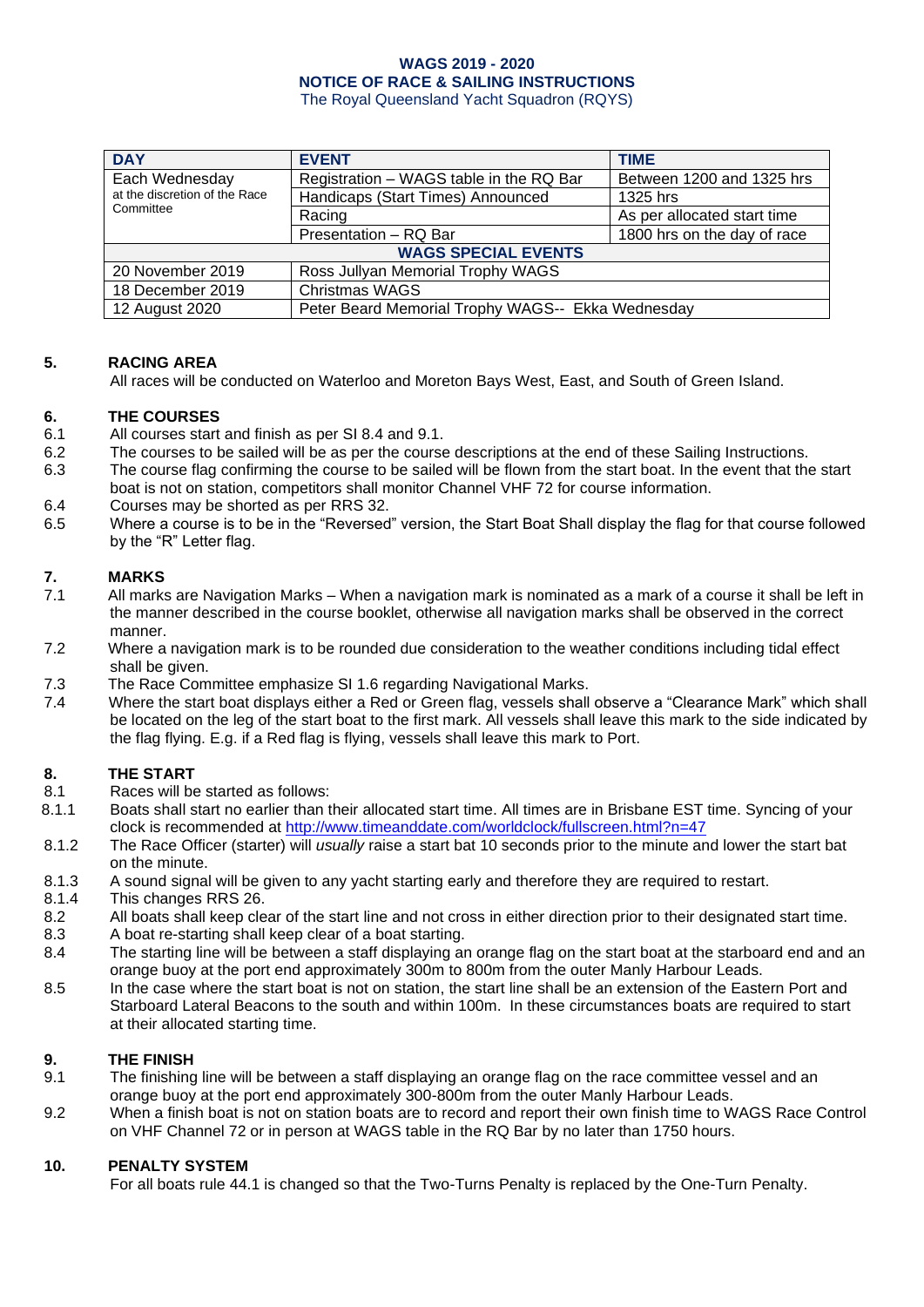**WAGS 2019 - 2020**
**NOTICE OF RACE & SAILING INSTRUCTIONS**
The Royal Queensland Yacht Squadron (RQYS)

| DAY | EVENT | TIME |
|---|---|---|
| Each Wednesday at the discretion of the Race Committee | Registration – WAGS table in the RQ Bar | Between 1200 and 1325 hrs |
| | Handicaps (Start Times) Announced | 1325 hrs |
| | Racing | As per allocated start time |
| | Presentation – RQ Bar | 1800 hrs on the day of race |
| **WAGS SPECIAL EVENTS** | | |
| 20 November 2019 | Ross Jullyan Memorial Trophy WAGS | |
| 18 December 2019 | Christmas WAGS | |
| 12 August 2020 | Peter Beard Memorial Trophy WAGS-- Ekka Wednesday | |

## 5. RACING AREA

All races will be conducted on Waterloo and Moreton Bays West, East, and South of Green Island.

## 6. THE COURSES

6.1 All courses start and finish as per SI 8.4 and 9.1.

6.2 The courses to be sailed will be as per the course descriptions at the end of these Sailing Instructions.

6.3 The course flag confirming the course to be sailed will be flown from the start boat. In the event that the start boat is not on station, competitors shall monitor Channel VHF 72 for course information.

6.4 Courses may be shorted as per RRS 32.

6.5 Where a course is to be in the "Reversed" version, the Start Boat Shall display the flag for that course followed by the "R" Letter flag.

## 7. MARKS

7.1 All marks are Navigation Marks – When a navigation mark is nominated as a mark of a course it shall be left in the manner described in the course booklet, otherwise all navigation marks shall be observed in the correct manner.

7.2 Where a navigation mark is to be rounded due consideration to the weather conditions including tidal effect shall be given.

7.3 The Race Committee emphasize SI 1.6 regarding Navigational Marks.

7.4 Where the start boat displays either a Red or Green flag, vessels shall observe a "Clearance Mark" which shall be located on the leg of the start boat to the first mark. All vessels shall leave this mark to the side indicated by the flag flying. E.g. if a Red flag is flying, vessels shall leave this mark to Port.

## 8. THE START

8.1 Races will be started as follows:

8.1.1 Boats shall start no earlier than their allocated start time. All times are in Brisbane EST time. Syncing of your clock is recommended at http://www.timeanddate.com/worldclock/fullscreen.html?n=47

8.1.2 The Race Officer (starter) will *usually* raise a start bat 10 seconds prior to the minute and lower the start bat on the minute.

8.1.3 A sound signal will be given to any yacht starting early and therefore they are required to restart.

8.1.4 This changes RRS 26.

8.2 All boats shall keep clear of the start line and not cross in either direction prior to their designated start time.

8.3 A boat re-starting shall keep clear of a boat starting.

8.4 The starting line will be between a staff displaying an orange flag on the start boat at the starboard end and an orange buoy at the port end approximately 300m to 800m from the outer Manly Harbour Leads.

8.5 In the case where the start boat is not on station, the start line shall be an extension of the Eastern Port and Starboard Lateral Beacons to the south and within 100m. In these circumstances boats are required to start at their allocated starting time.

## 9. THE FINISH

9.1 The finishing line will be between a staff displaying an orange flag on the race committee vessel and an orange buoy at the port end approximately 300-800m from the outer Manly Harbour Leads.

9.2 When a finish boat is not on station boats are to record and report their own finish time to WAGS Race Control on VHF Channel 72 or in person at WAGS table in the RQ Bar by no later than 1750 hours.

## 10. PENALTY SYSTEM

For all boats rule 44.1 is changed so that the Two-Turns Penalty is replaced by the One-Turn Penalty.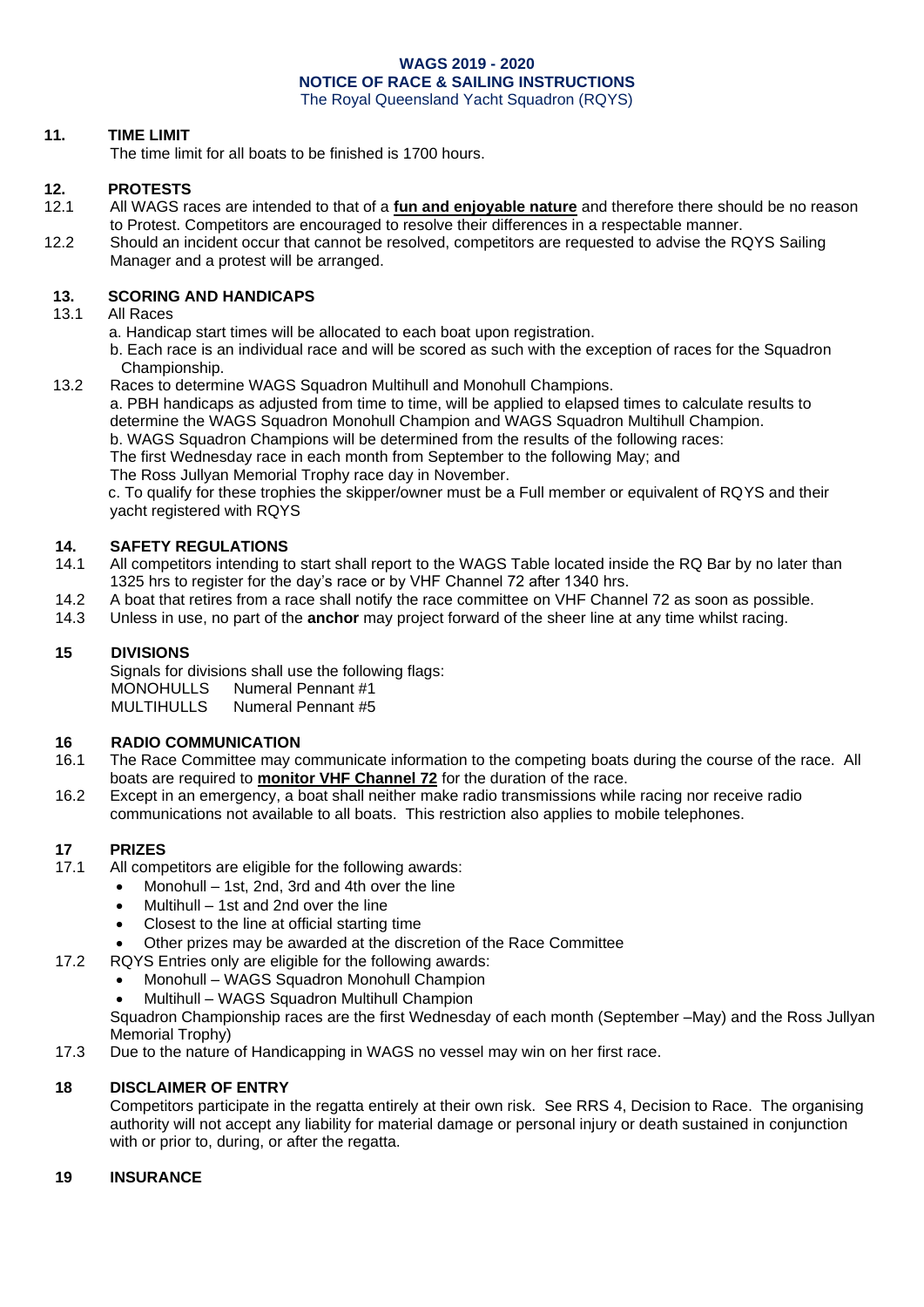**WAGS 2019 - 2020**
**NOTICE OF RACE & SAILING INSTRUCTIONS**
The Royal Queensland Yacht Squadron (RQYS)

## 11. TIME LIMIT

The time limit for all boats to be finished is 1700 hours.

## 12. PROTESTS

12.1 All WAGS races are intended to that of a **fun and enjoyable nature** and therefore there should be no reason to Protest. Competitors are encouraged to resolve their differences in a respectable manner.

12.2 Should an incident occur that cannot be resolved, competitors are requested to advise the RQYS Sailing Manager and a protest will be arranged.

## 13. SCORING AND HANDICAPS

13.1 All Races

a. Handicap start times will be allocated to each boat upon registration.

b. Each race is an individual race and will be scored as such with the exception of races for the Squadron Championship.

13.2 Races to determine WAGS Squadron Multihull and Monohull Champions.

a. PBH handicaps as adjusted from time to time, will be applied to elapsed times to calculate results to determine the WAGS Squadron Monohull Champion and WAGS Squadron Multihull Champion.

b. WAGS Squadron Champions will be determined from the results of the following races:
The first Wednesday race in each month from September to the following May; and
The Ross Jullyan Memorial Trophy race day in November.

c. To qualify for these trophies the skipper/owner must be a Full member or equivalent of RQYS and their yacht registered with RQYS

## 14. SAFETY REGULATIONS

14.1 All competitors intending to start shall report to the WAGS Table located inside the RQ Bar by no later than 1325 hrs to register for the day's race or by VHF Channel 72 after 1340 hrs.

14.2 A boat that retires from a race shall notify the race committee on VHF Channel 72 as soon as possible.

14.3 Unless in use, no part of the **anchor** may project forward of the sheer line at any time whilst racing.

## 15 DIVISIONS

Signals for divisions shall use the following flags:

MONOHULLS Numeral Pennant #1
MULTIHULLS Numeral Pennant #5

## 16 RADIO COMMUNICATION

16.1 The Race Committee may communicate information to the competing boats during the course of the race. All boats are required to **monitor VHF Channel 72** for the duration of the race.

16.2 Except in an emergency, a boat shall neither make radio transmissions while racing nor receive radio communications not available to all boats. This restriction also applies to mobile telephones.

## 17 PRIZES

17.1 All competitors are eligible for the following awards:

- Monohull – 1st, 2nd, 3rd and 4th over the line
- Multihull – 1st and 2nd over the line
- Closest to the line at official starting time
- Other prizes may be awarded at the discretion of the Race Committee

17.2 RQYS Entries only are eligible for the following awards:

- Monohull – WAGS Squadron Monohull Champion
- Multihull – WAGS Squadron Multihull Champion

Squadron Championship races are the first Wednesday of each month (September –May) and the Ross Jullyan Memorial Trophy)

17.3 Due to the nature of Handicapping in WAGS no vessel may win on her first race.

## 18 DISCLAIMER OF ENTRY

Competitors participate in the regatta entirely at their own risk. See RRS 4, Decision to Race. The organising authority will not accept any liability for material damage or personal injury or death sustained in conjunction with or prior to, during, or after the regatta.

## 19 INSURANCE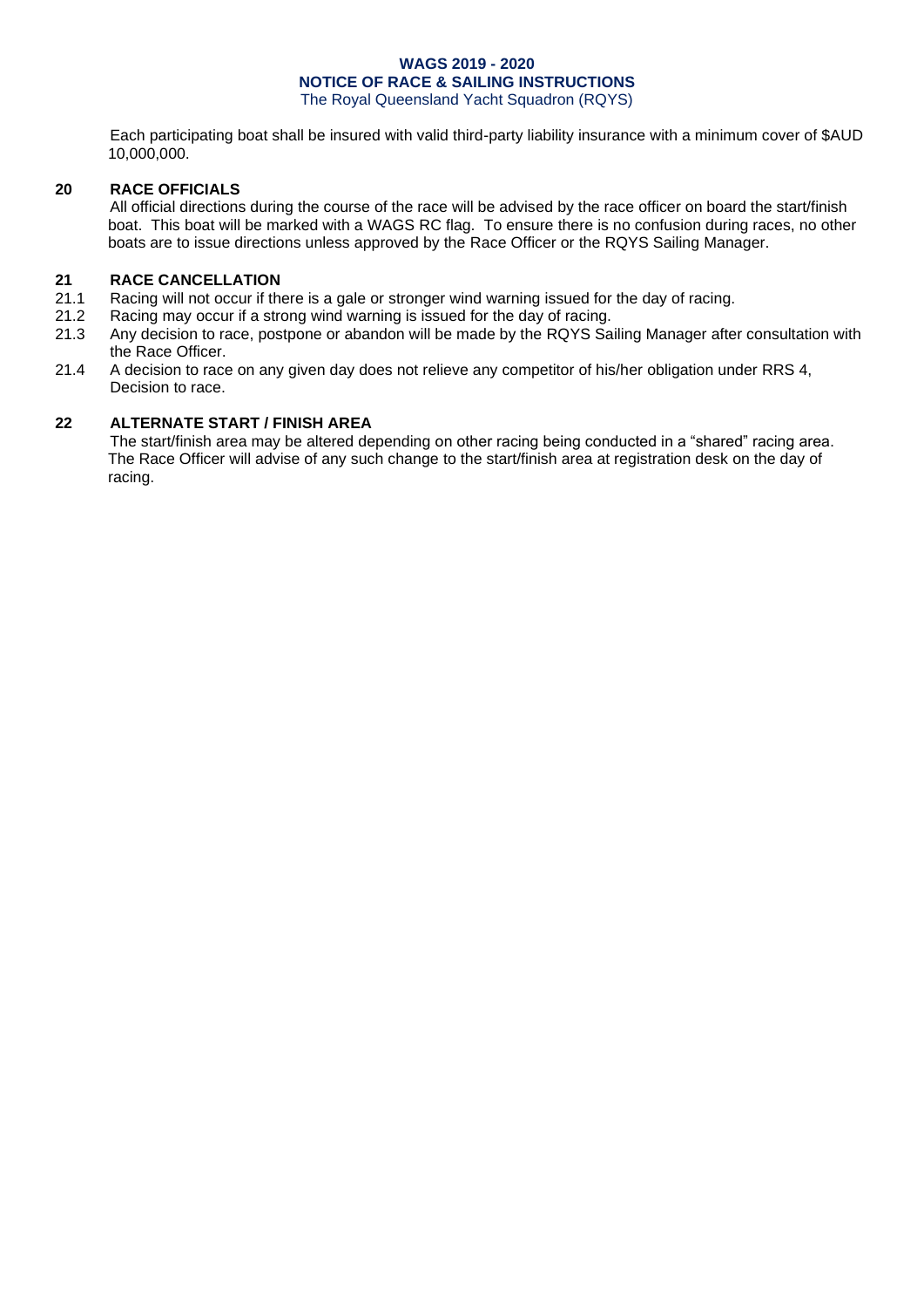Each participating boat shall be insured with valid third-party liability insurance with a minimum cover of $AUD 10,000,000.

## 20 RACE OFFICIALS

All official directions during the course of the race will be advised by the race officer on board the start/finish boat. This boat will be marked with a WAGS RC flag. To ensure there is no confusion during races, no other boats are to issue directions unless approved by the Race Officer or the RQYS Sailing Manager.

## 21 RACE CANCELLATION

21.1 Racing will not occur if there is a gale or stronger wind warning issued for the day of racing.

21.2 Racing may occur if a strong wind warning is issued for the day of racing.

21.3 Any decision to race, postpone or abandon will be made by the RQYS Sailing Manager after consultation with the Race Officer.

21.4 A decision to race on any given day does not relieve any competitor of his/her obligation under RRS 4, Decision to race.

## 22 ALTERNATE START / FINISH AREA

The start/finish area may be altered depending on other racing being conducted in a "shared" racing area. The Race Officer will advise of any such change to the start/finish area at registration desk on the day of racing.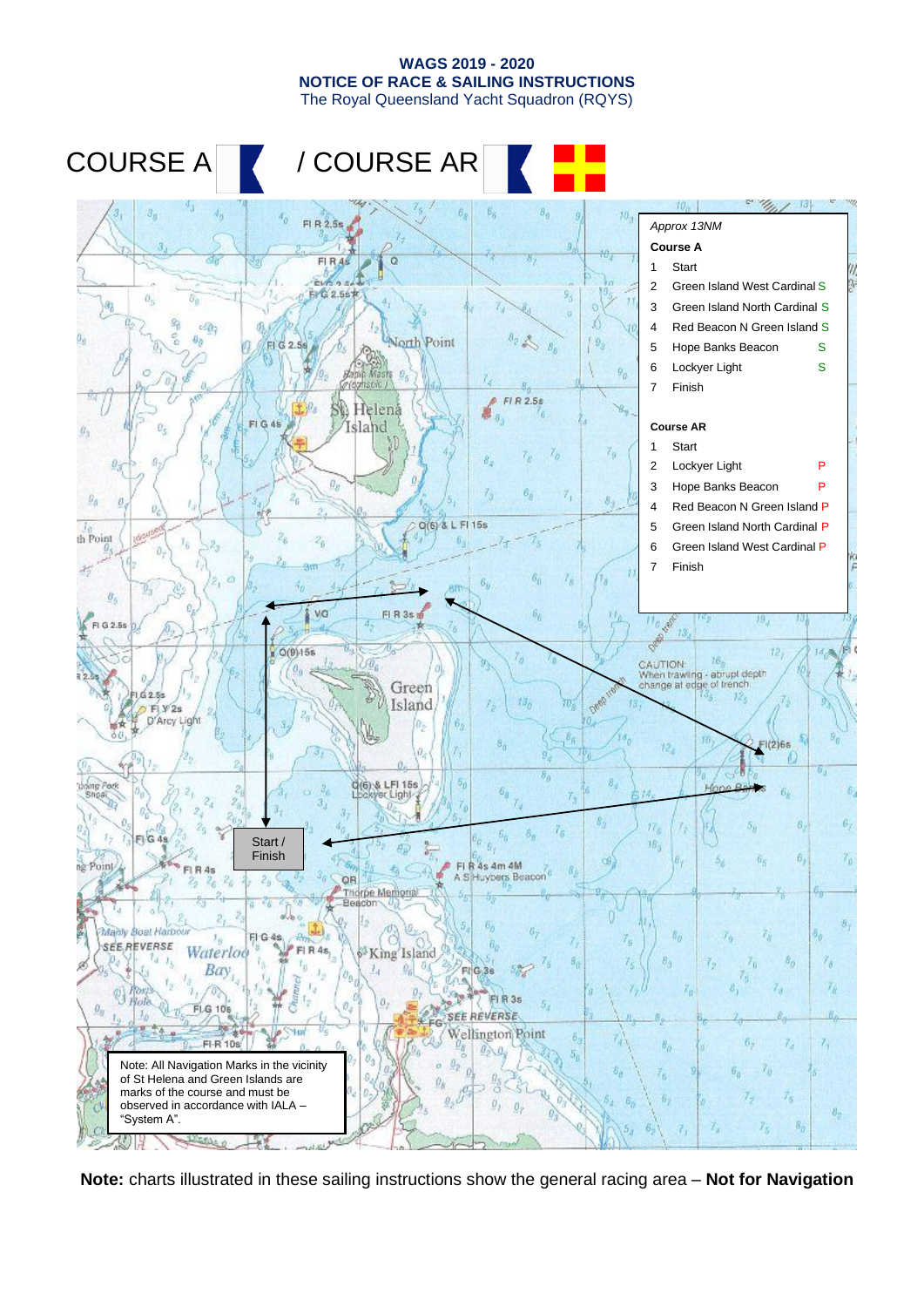**WAGS 2019 - 2020**
**NOTICE OF RACE & SAILING INSTRUCTIONS**
The Royal Queensland Yacht Squadron (RQYS)

# COURSE A / COURSE AR

*Approx 13NM*

**Course A**

| | | |
|---|---|---|
| 1 | Start | |
| 2 | Green Island West Cardinal | S |
| 3 | Green Island North Cardinal | S |
| 4 | Red Beacon N Green Island | S |
| 5 | Hope Banks Beacon | S |
| 6 | Lockyer Light | S |
| 7 | Finish | |

**Course AR**

| | | |
|---|---|---|
| 1 | Start | |
| 2 | Lockyer Light | P |
| 3 | Hope Banks Beacon | P |
| 4 | Red Beacon N Green Island | P |
| 5 | Green Island North Cardinal | P |
| 6 | Green Island West Cardinal | P |
| 7 | Finish | |

Start / Finish

Note: All Navigation Marks in the vicinity of St Helena and Green Islands are marks of the course and must be observed in accordance with IALA – "System A".

**Note:** charts illustrated in these sailing instructions show the general racing area – **Not for Navigation**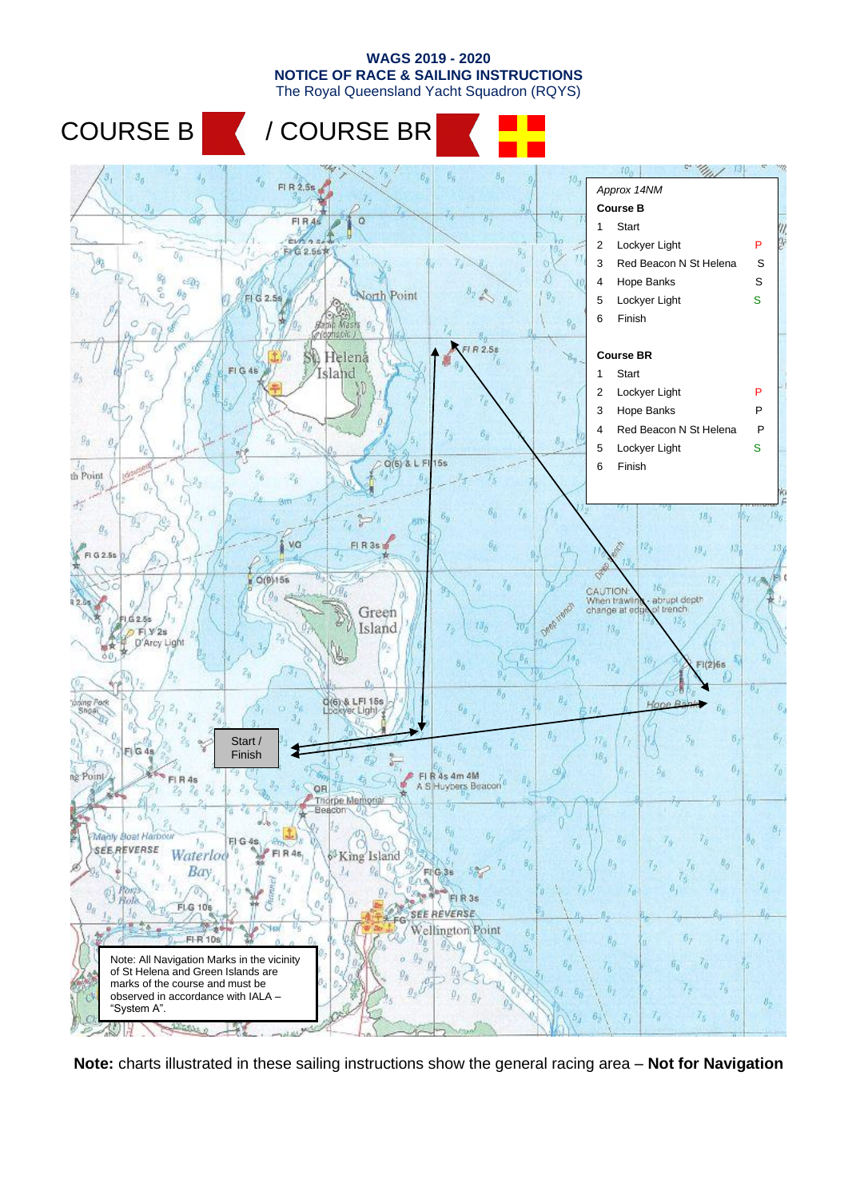**WAGS 2019 - 2020**
**NOTICE OF RACE & SAILING INSTRUCTIONS**
The Royal Queensland Yacht Squadron (RQYS)

# COURSE B / COURSE BR

*Approx 14NM*

**Course B**

| | | |
|---|---|---|
| 1 | Start | |
| 2 | Lockyer Light | P |
| 3 | Red Beacon N St Helena | S |
| 4 | Hope Banks | S |
| 5 | Lockyer Light | S |
| 6 | Finish | |

**Course BR**

| | | |
|---|---|---|
| 1 | Start | |
| 2 | Lockyer Light | P |
| 3 | Hope Banks | P |
| 4 | Red Beacon N St Helena | P |
| 5 | Lockyer Light | S |
| 6 | Finish | |

Start / Finish

Note: All Navigation Marks in the vicinity of St Helena and Green Islands are marks of the course and must be observed in accordance with IALA – "System A".

**Note:** charts illustrated in these sailing instructions show the general racing area – **Not for Navigation**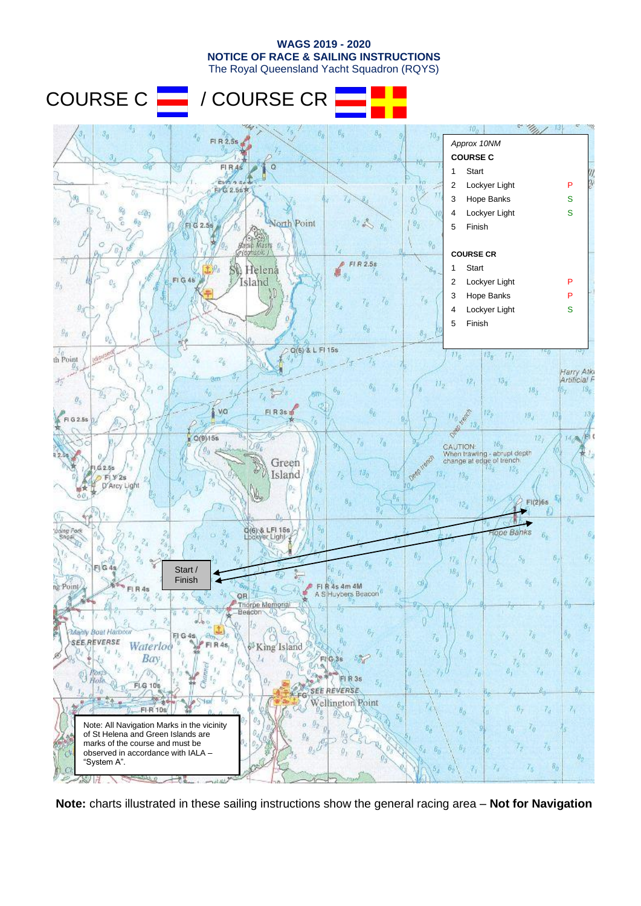**WAGS 2019 - 2020**
**NOTICE OF RACE & SAILING INSTRUCTIONS**
The Royal Queensland Yacht Squadron (RQYS)

# COURSE C / COURSE CR

*Approx 10NM*

**COURSE C**

| | | |
|---|---|---|
| 1 | Start | |
| 2 | Lockyer Light | P |
| 3 | Hope Banks | S |
| 4 | Lockyer Light | S |
| 5 | Finish | |

**COURSE CR**

| | | |
|---|---|---|
| 1 | Start | |
| 2 | Lockyer Light | P |
| 3 | Hope Banks | P |
| 4 | Lockyer Light | S |
| 5 | Finish | |

Start / Finish

Note: All Navigation Marks in the vicinity of St Helena and Green Islands are marks of the course and must be observed in accordance with IALA – "System A".

**Note:** charts illustrated in these sailing instructions show the general racing area – **Not for Navigation**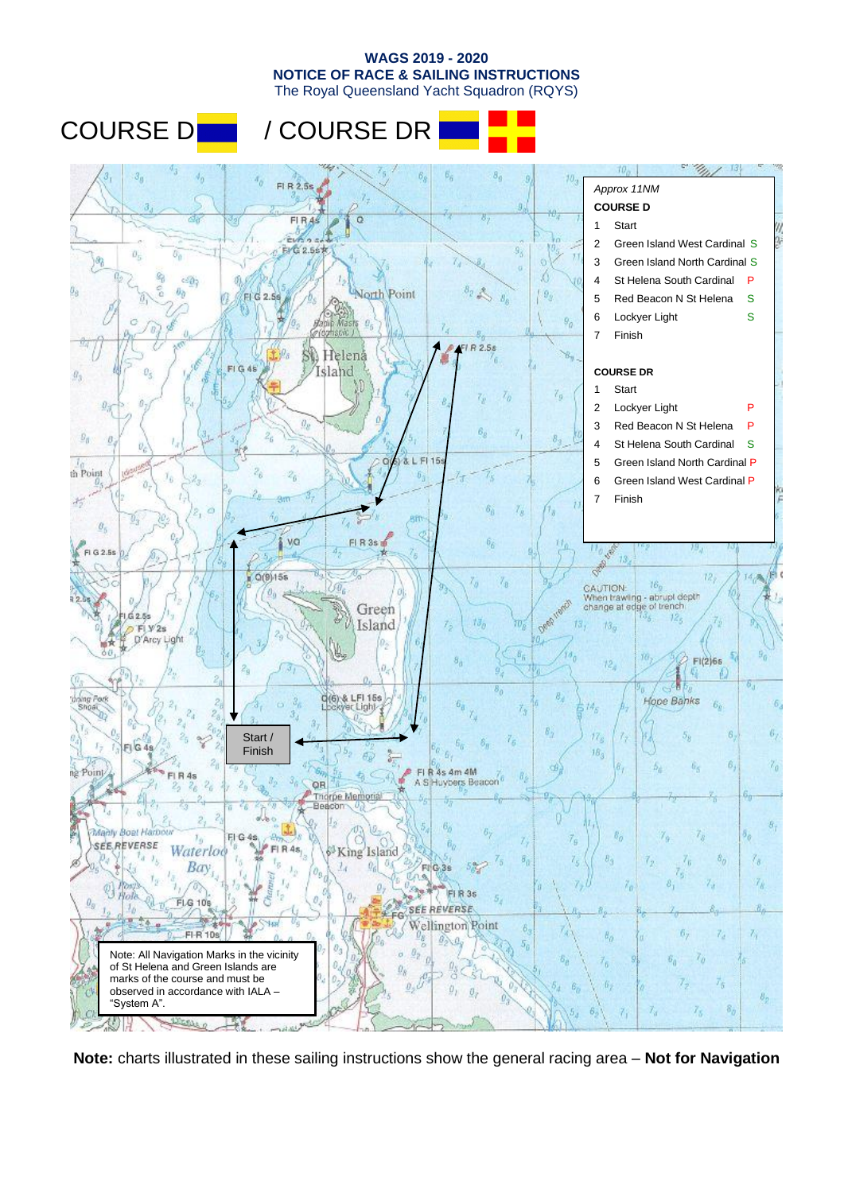**WAGS 2019 - 2020**
**NOTICE OF RACE & SAILING INSTRUCTIONS**
The Royal Queensland Yacht Squadron (RQYS)

# COURSE D / COURSE DR

*Approx 11NM*

**COURSE D**

| | | |
|---|---|---|
| 1 | Start | |
| 2 | Green Island West Cardinal | S |
| 3 | Green Island North Cardinal | S |
| 4 | St Helena South Cardinal | P |
| 5 | Red Beacon N St Helena | S |
| 6 | Lockyer Light | S |
| 7 | Finish | |

**COURSE DR**

| | | |
|---|---|---|
| 1 | Start | |
| 2 | Lockyer Light | P |
| 3 | Red Beacon N St Helena | P |
| 4 | St Helena South Cardinal | S |
| 5 | Green Island North Cardinal | P |
| 6 | Green Island West Cardinal | P |
| 7 | Finish | |

Start / Finish

Note: All Navigation Marks in the vicinity of St Helena and Green Islands are marks of the course and must be observed in accordance with IALA – "System A".

**Note:** charts illustrated in these sailing instructions show the general racing area – **Not for Navigation**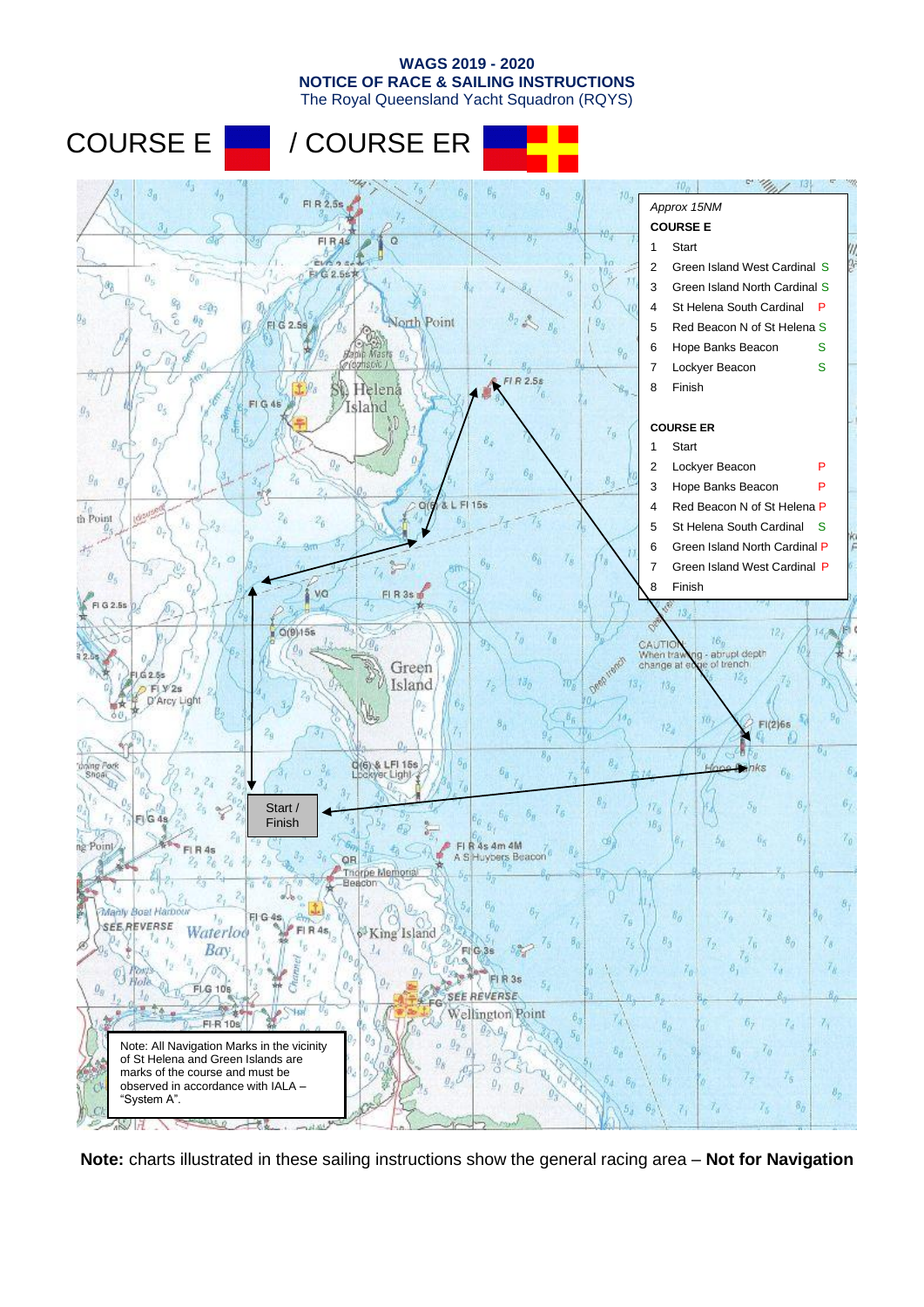**WAGS 2019 - 2020**
**NOTICE OF RACE & SAILING INSTRUCTIONS**
The Royal Queensland Yacht Squadron (RQYS)

# COURSE E / COURSE ER

*Approx 15NM*

**COURSE E**

| | | |
|---|---|---|
| 1 | Start | |
| 2 | Green Island West Cardinal | S |
| 3 | Green Island North Cardinal | S |
| 4 | St Helena South Cardinal | P |
| 5 | Red Beacon N of St Helena | S |
| 6 | Hope Banks Beacon | S |
| 7 | Lockyer Beacon | S |
| 8 | Finish | |

**COURSE ER**

| | | |
|---|---|---|
| 1 | Start | |
| 2 | Lockyer Beacon | P |
| 3 | Hope Banks Beacon | P |
| 4 | Red Beacon N of St Helena | P |
| 5 | St Helena South Cardinal | S |
| 6 | Green Island North Cardinal | P |
| 7 | Green Island West Cardinal | P |
| 8 | Finish | |

Start / Finish

Note: All Navigation Marks in the vicinity of St Helena and Green Islands are marks of the course and must be observed in accordance with IALA – "System A".

**Note:** charts illustrated in these sailing instructions show the general racing area – **Not for Navigation**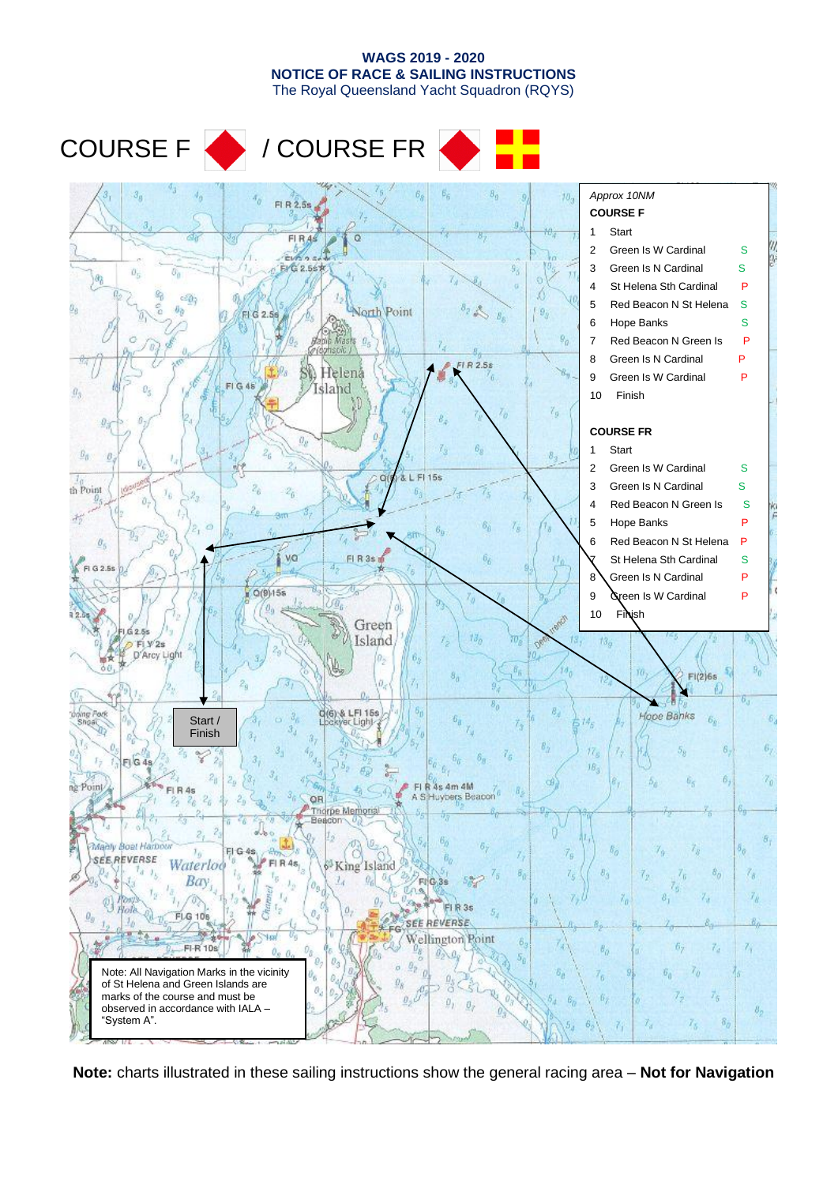**WAGS 2019 - 2020**
**NOTICE OF RACE & SAILING INSTRUCTIONS**
The Royal Queensland Yacht Squadron (RQYS)

# COURSE F / COURSE FR

*Approx 10NM*

**COURSE F**

| | | |
|---|---|---|
| 1 | Start | |
| 2 | Green Is W Cardinal | S |
| 3 | Green Is N Cardinal | S |
| 4 | St Helena Sth Cardinal | P |
| 5 | Red Beacon N St Helena | S |
| 6 | Hope Banks | S |
| 7 | Red Beacon N Green Is | P |
| 8 | Green Is N Cardinal | P |
| 9 | Green Is W Cardinal | P |
| 10 | Finish | |

**COURSE FR**

| | | |
|---|---|---|
| 1 | Start | |
| 2 | Green Is W Cardinal | S |
| 3 | Green Is N Cardinal | S |
| 4 | Red Beacon N Green Is | S |
| 5 | Hope Banks | P |
| 6 | Red Beacon N St Helena | P |
| 7 | St Helena Sth Cardinal | S |
| 8 | Green Is N Cardinal | P |
| 9 | Green Is W Cardinal | P |
| 10 | Finish | |

Start / Finish

Note: All Navigation Marks in the vicinity of St Helena and Green Islands are marks of the course and must be observed in accordance with IALA – "System A".

**Note:** charts illustrated in these sailing instructions show the general racing area – **Not for Navigation**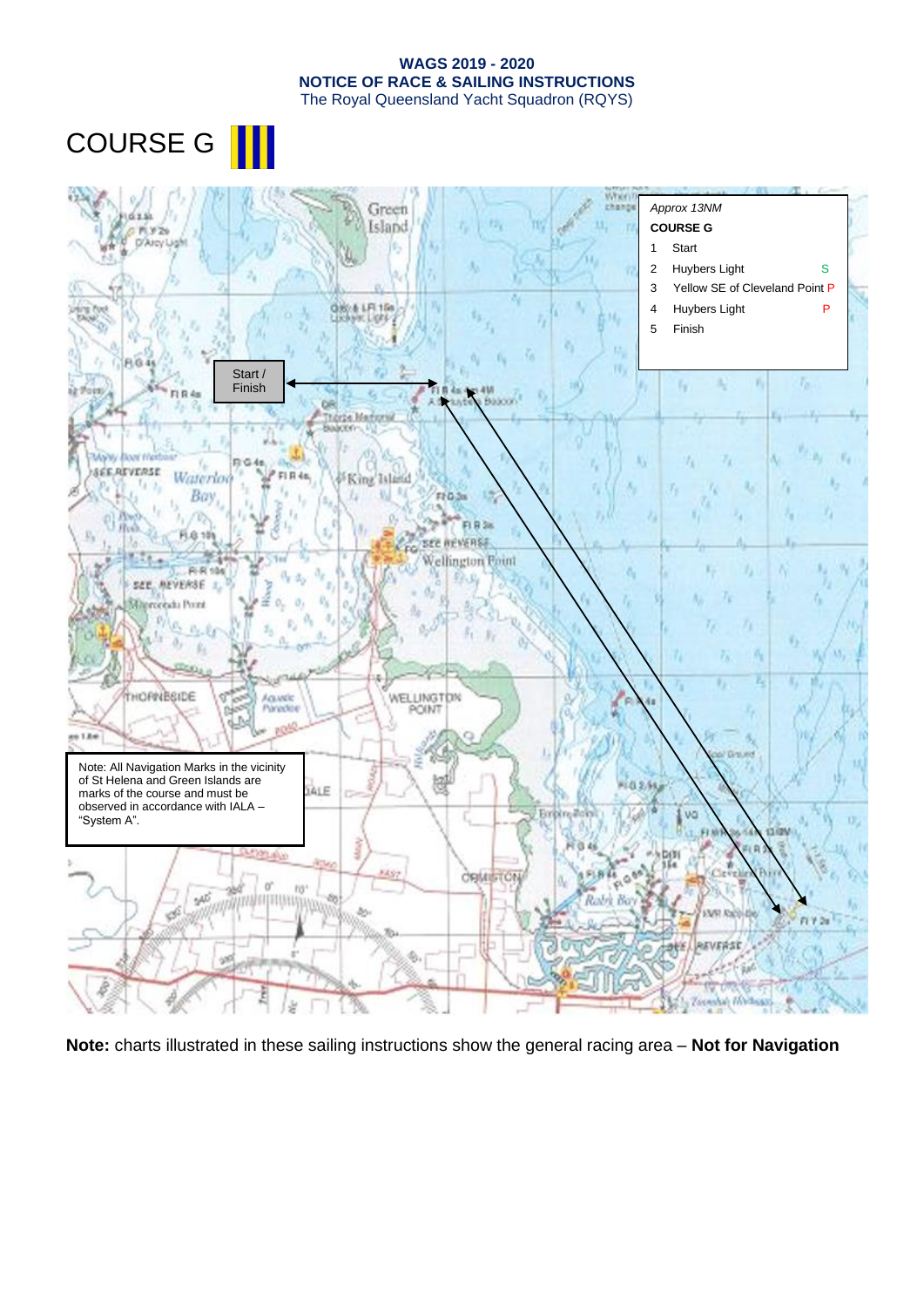**WAGS 2019 - 2020**
**NOTICE OF RACE & SAILING INSTRUCTIONS**
The Royal Queensland Yacht Squadron (RQYS)

# COURSE G

Start / Finish

*Approx 13NM*

**COURSE G**

| | | |
|---|---|---|
| 1 | Start | |
| 2 | Huybers Light | S |
| 3 | Yellow SE of Cleveland Point | P |
| 4 | Huybers Light | P |
| 5 | Finish | |

Note: All Navigation Marks in the vicinity of St Helena and Green Islands are marks of the course and must be observed in accordance with IALA – "System A".

**Note:** charts illustrated in these sailing instructions show the general racing area – **Not for Navigation**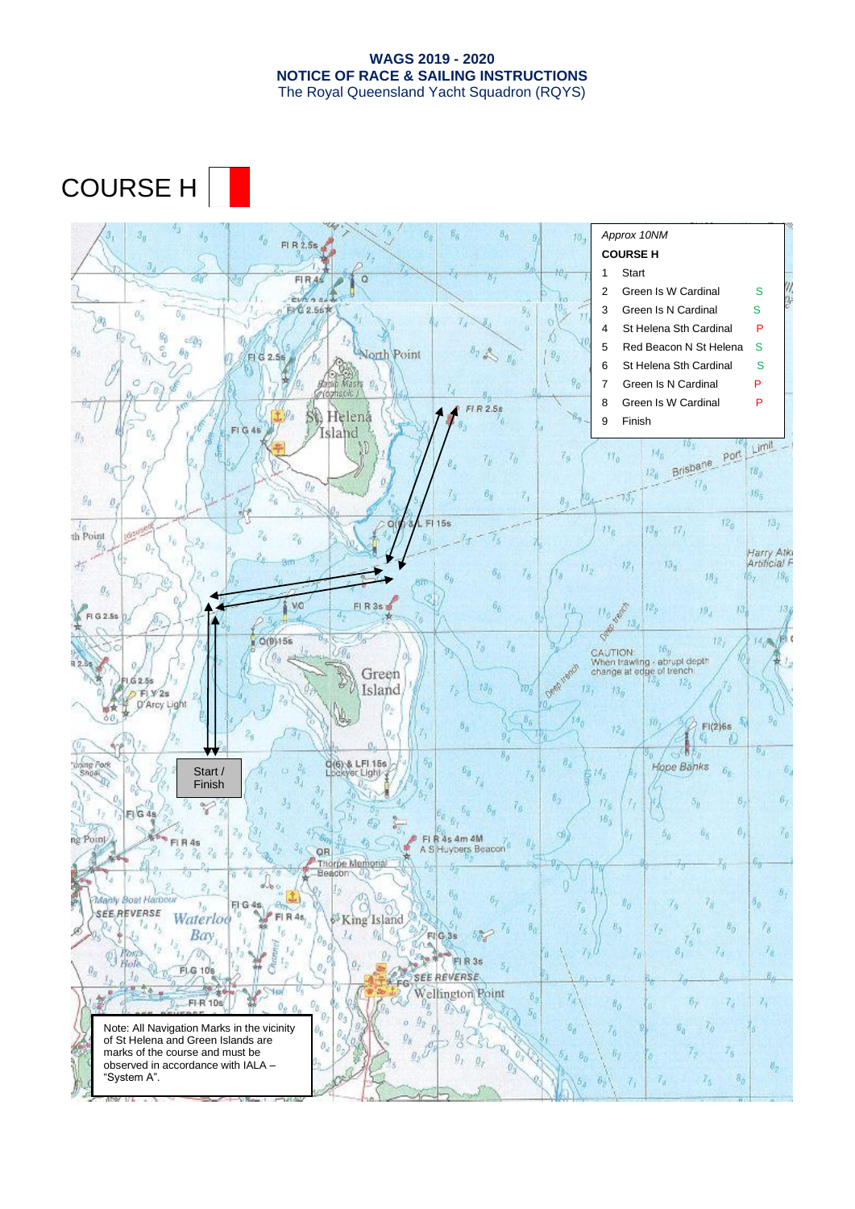# COURSE H

*Approx 10NM*

**COURSE H**

| | | |
|---|---|---|
| 1 | Start | |
| 2 | Green Is W Cardinal | S |
| 3 | Green Is N Cardinal | S |
| 4 | St Helena Sth Cardinal | P |
| 5 | Red Beacon N St Helena | S |
| 6 | St Helena Sth Cardinal | S |
| 7 | Green Is N Cardinal | P |
| 8 | Green Is W Cardinal | P |
| 9 | Finish | |

Start / Finish

Note: All Navigation Marks in the vicinity of St Helena and Green Islands are marks of the course and must be observed in accordance with IALA – "System A".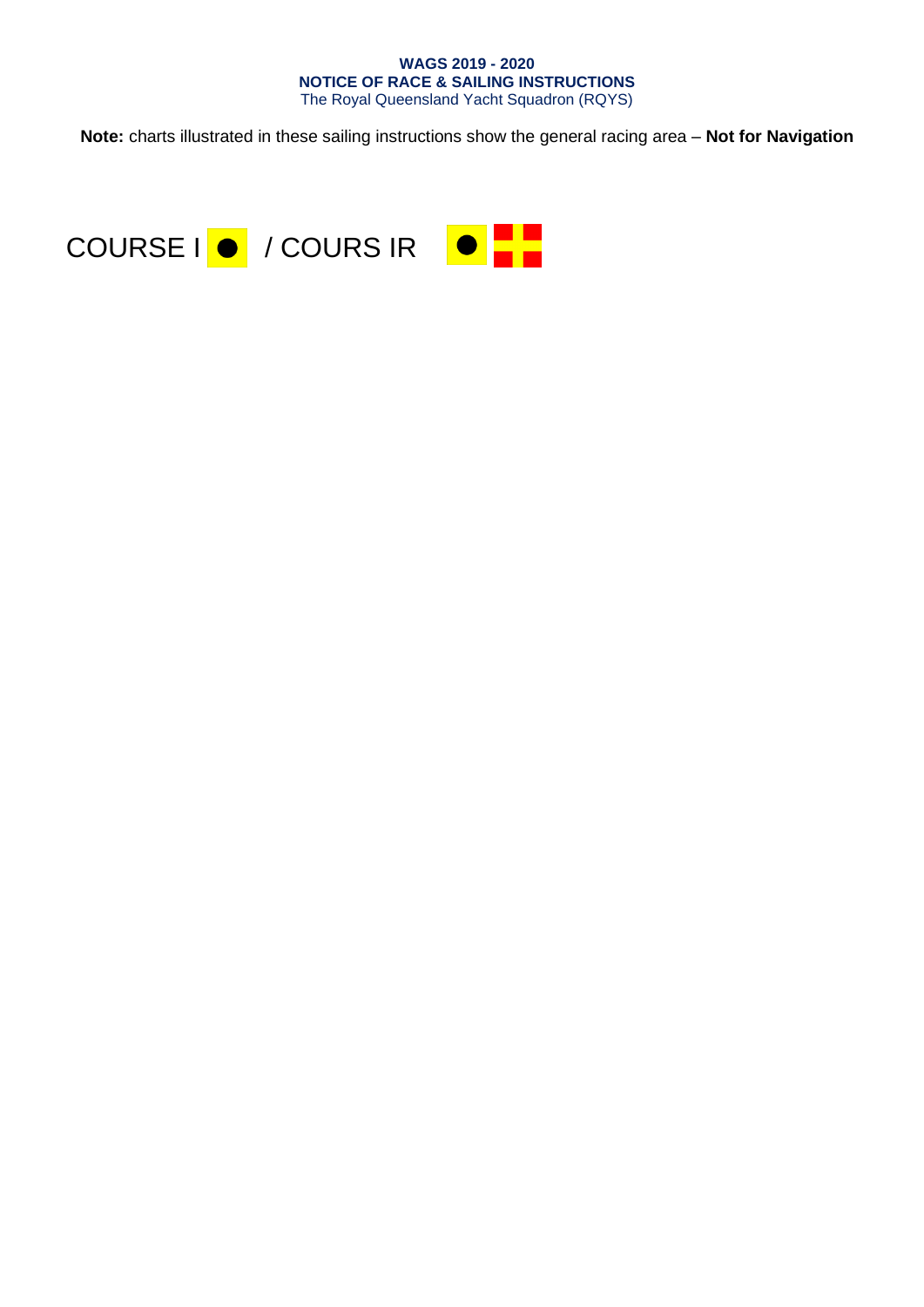**Note:** charts illustrated in these sailing instructions show the general racing area – **Not for Navigation**

# COURSE I / COURS IR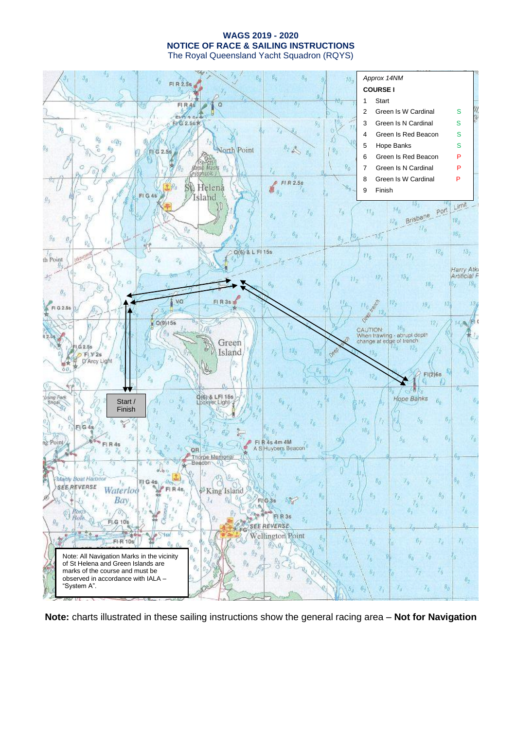**WAGS 2019 - 2020**
**NOTICE OF RACE & SAILING INSTRUCTIONS**
The Royal Queensland Yacht Squadron (RQYS)

*Approx 14NM*

**COURSE I**

| | | |
|---|---|---|
| 1 | Start | |
| 2 | Green Is W Cardinal | S |
| 3 | Green Is N Cardinal | S |
| 4 | Green Is Red Beacon | S |
| 5 | Hope Banks | S |
| 6 | Green Is Red Beacon | P |
| 7 | Green Is N Cardinal | P |
| 8 | Green Is W Cardinal | P |
| 9 | Finish | |

Start / Finish

Note: All Navigation Marks in the vicinity of St Helena and Green Islands are marks of the course and must be observed in accordance with IALA – "System A".

**Note:** charts illustrated in these sailing instructions show the general racing area – **Not for Navigation**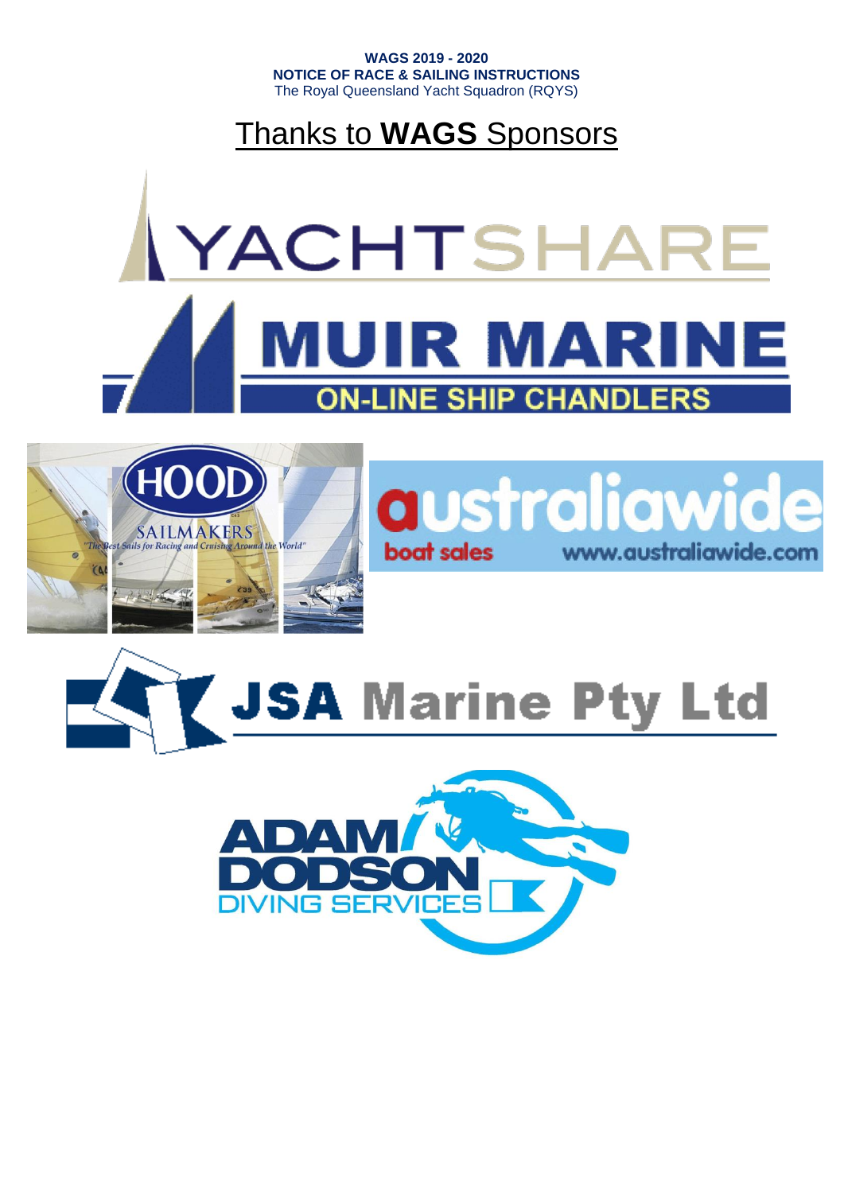# Thanks to **WAGS** Sponsors